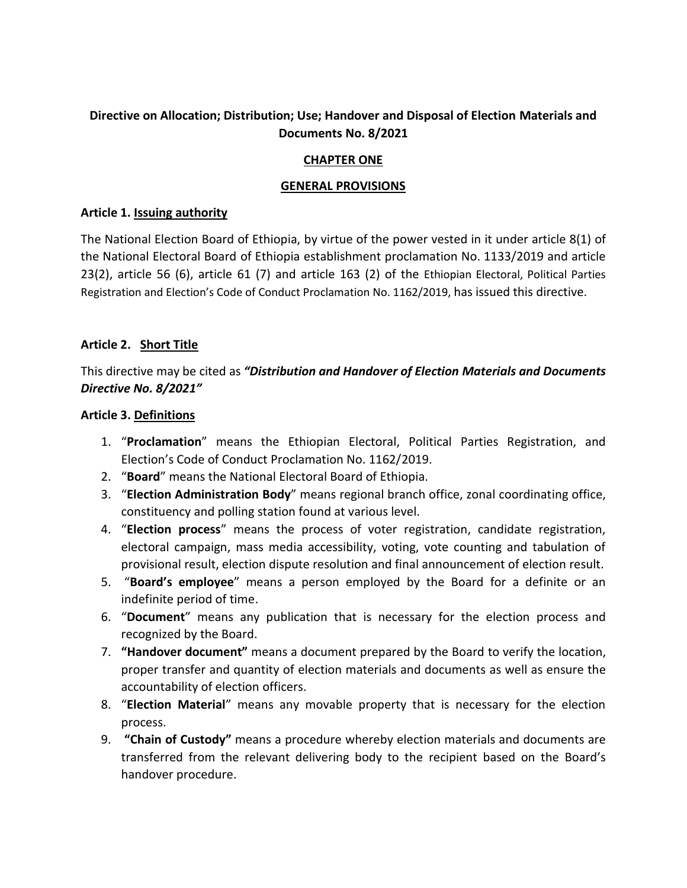# Directive on Allocation; Distribution; Use; Handover and Disposal of Election Materials and Documents No. 8/2021

## CHAPTER ONE

## GENERAL PROVISIONS

### Article 1. Issuing authority

The National Election Board of Ethiopia, by virtue of the power vested in it under article 8(1) of the National Electoral Board of Ethiopia establishment proclamation No. 1133/2019 and article 23(2), article 56 (6), article 61 (7) and article 163 (2) of the Ethiopian Electoral, Political Parties Registration and Election's Code of Conduct Proclamation No. 1162/2019, has issued this directive.

### Article 2. Short Title

This directive may be cited as ***"Distribution and Handover of Election Materials and Documents Directive No. 8/2021"***

### Article 3. Definitions

1. "**Proclamation**" means the Ethiopian Electoral, Political Parties Registration, and Election's Code of Conduct Proclamation No. 1162/2019.
2. "**Board**" means the National Electoral Board of Ethiopia.
3. "**Election Administration Body**" means regional branch office, zonal coordinating office, constituency and polling station found at various level.
4. "**Election process**" means the process of voter registration, candidate registration, electoral campaign, mass media accessibility, voting, vote counting and tabulation of provisional result, election dispute resolution and final announcement of election result.
5. "**Board's employee**" means a person employed by the Board for a definite or an indefinite period of time.
6. "**Document**" means any publication that is necessary for the election process and recognized by the Board.
7. **"Handover document"** means a document prepared by the Board to verify the location, proper transfer and quantity of election materials and documents as well as ensure the accountability of election officers.
8. "**Election Material**" means any movable property that is necessary for the election process.
9. **"Chain of Custody"** means a procedure whereby election materials and documents are transferred from the relevant delivering body to the recipient based on the Board's handover procedure.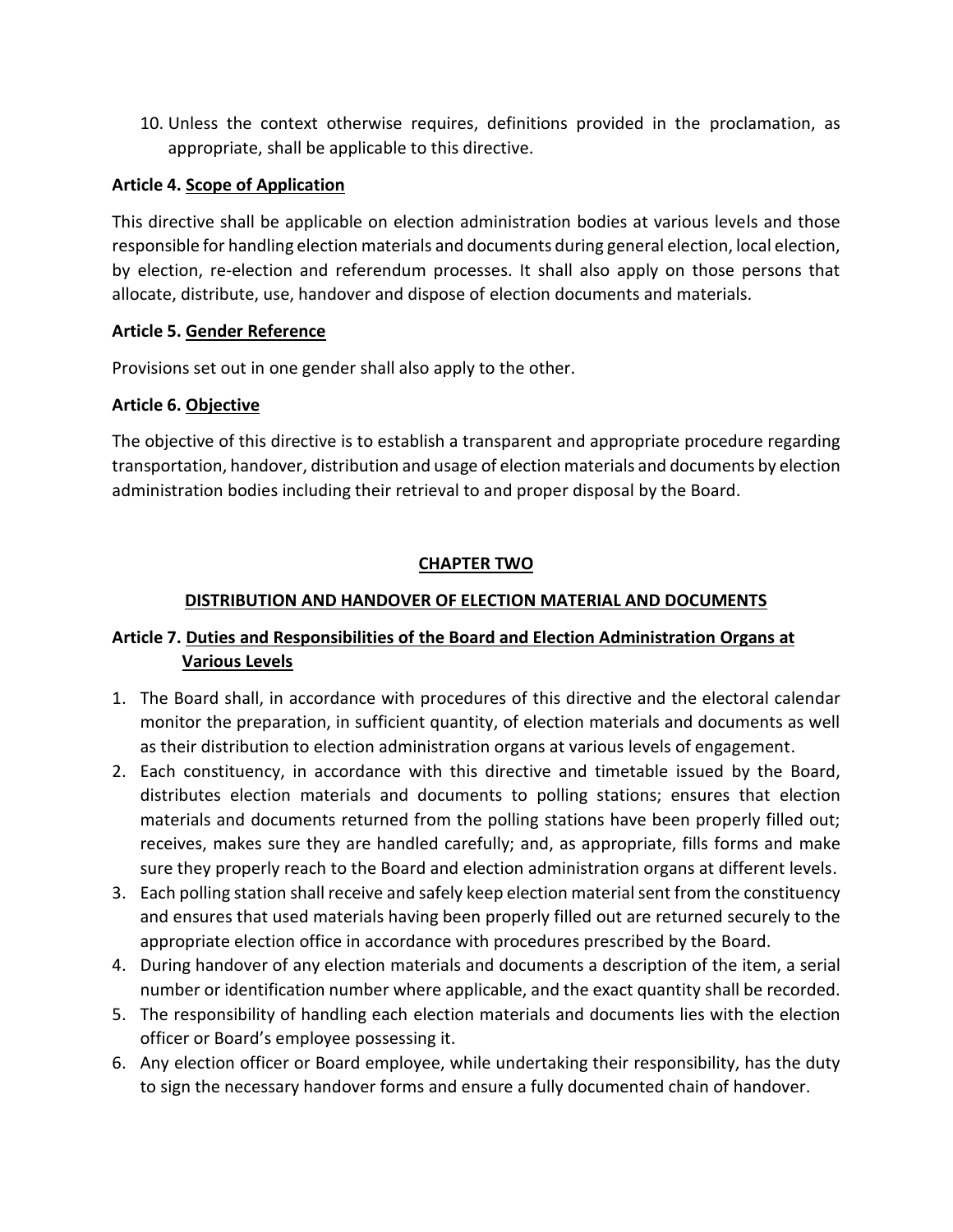10. Unless the context otherwise requires, definitions provided in the proclamation, as appropriate, shall be applicable to this directive.

**Article 4. <u>Scope of Application</u>**

This directive shall be applicable on election administration bodies at various levels and those responsible for handling election materials and documents during general election, local election, by election, re-election and referendum processes. It shall also apply on those persons that allocate, distribute, use, handover and dispose of election documents and materials.

**Article 5. <u>Gender Reference</u>**

Provisions set out in one gender shall also apply to the other.

**Article 6. <u>Objective</u>**

The objective of this directive is to establish a transparent and appropriate procedure regarding transportation, handover, distribution and usage of election materials and documents by election administration bodies including their retrieval to and proper disposal by the Board.

## <u>CHAPTER TWO</u>

## <u>DISTRIBUTION AND HANDOVER OF ELECTION MATERIAL AND DOCUMENTS</u>

**Article 7. <u>Duties and Responsibilities of the Board and Election Administration Organs at Various Levels</u>**

1. The Board shall, in accordance with procedures of this directive and the electoral calendar monitor the preparation, in sufficient quantity, of election materials and documents as well as their distribution to election administration organs at various levels of engagement.
2. Each constituency, in accordance with this directive and timetable issued by the Board, distributes election materials and documents to polling stations; ensures that election materials and documents returned from the polling stations have been properly filled out; receives, makes sure they are handled carefully; and, as appropriate, fills forms and make sure they properly reach to the Board and election administration organs at different levels.
3. Each polling station shall receive and safely keep election material sent from the constituency and ensures that used materials having been properly filled out are returned securely to the appropriate election office in accordance with procedures prescribed by the Board.
4. During handover of any election materials and documents a description of the item, a serial number or identification number where applicable, and the exact quantity shall be recorded.
5. The responsibility of handling each election materials and documents lies with the election officer or Board's employee possessing it.
6. Any election officer or Board employee, while undertaking their responsibility, has the duty to sign the necessary handover forms and ensure a fully documented chain of handover.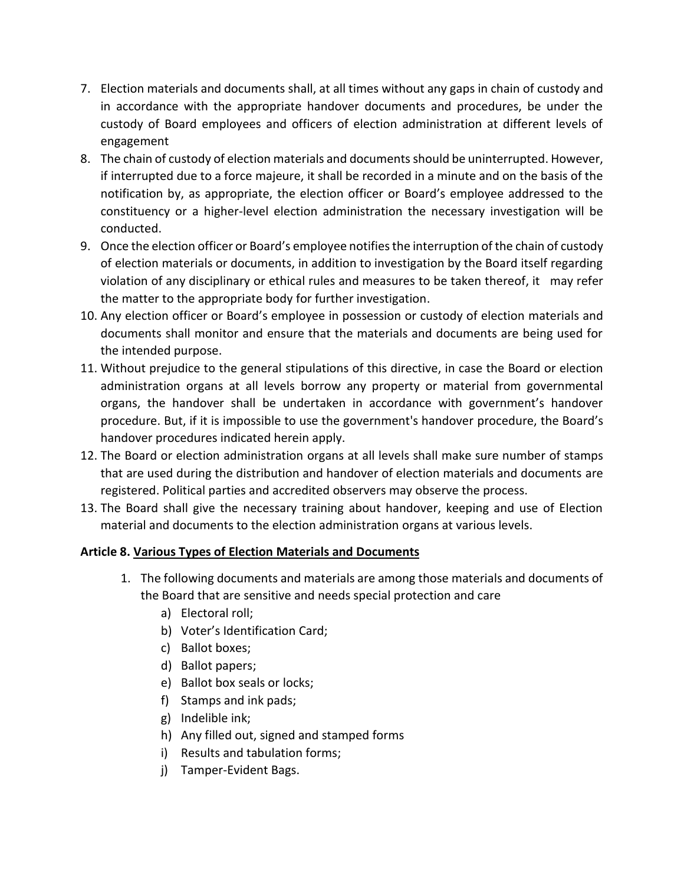7. Election materials and documents shall, at all times without any gaps in chain of custody and in accordance with the appropriate handover documents and procedures, be under the custody of Board employees and officers of election administration at different levels of engagement
8. The chain of custody of election materials and documents should be uninterrupted. However, if interrupted due to a force majeure, it shall be recorded in a minute and on the basis of the notification by, as appropriate, the election officer or Board's employee addressed to the constituency or a higher-level election administration the necessary investigation will be conducted.
9. Once the election officer or Board's employee notifies the interruption of the chain of custody of election materials or documents, in addition to investigation by the Board itself regarding violation of any disciplinary or ethical rules and measures to be taken thereof, it may refer the matter to the appropriate body for further investigation.
10. Any election officer or Board's employee in possession or custody of election materials and documents shall monitor and ensure that the materials and documents are being used for the intended purpose.
11. Without prejudice to the general stipulations of this directive, in case the Board or election administration organs at all levels borrow any property or material from governmental organs, the handover shall be undertaken in accordance with government's handover procedure. But, if it is impossible to use the government's handover procedure, the Board's handover procedures indicated herein apply.
12. The Board or election administration organs at all levels shall make sure number of stamps that are used during the distribution and handover of election materials and documents are registered. Political parties and accredited observers may observe the process.
13. The Board shall give the necessary training about handover, keeping and use of Election material and documents to the election administration organs at various levels.

**Article 8. <u>Various Types of Election Materials and Documents</u>**

1. The following documents and materials are among those materials and documents of the Board that are sensitive and needs special protection and care
   a) Electoral roll;
   b) Voter's Identification Card;
   c) Ballot boxes;
   d) Ballot papers;
   e) Ballot box seals or locks;
   f) Stamps and ink pads;
   g) Indelible ink;
   h) Any filled out, signed and stamped forms
   i) Results and tabulation forms;
   j) Tamper-Evident Bags.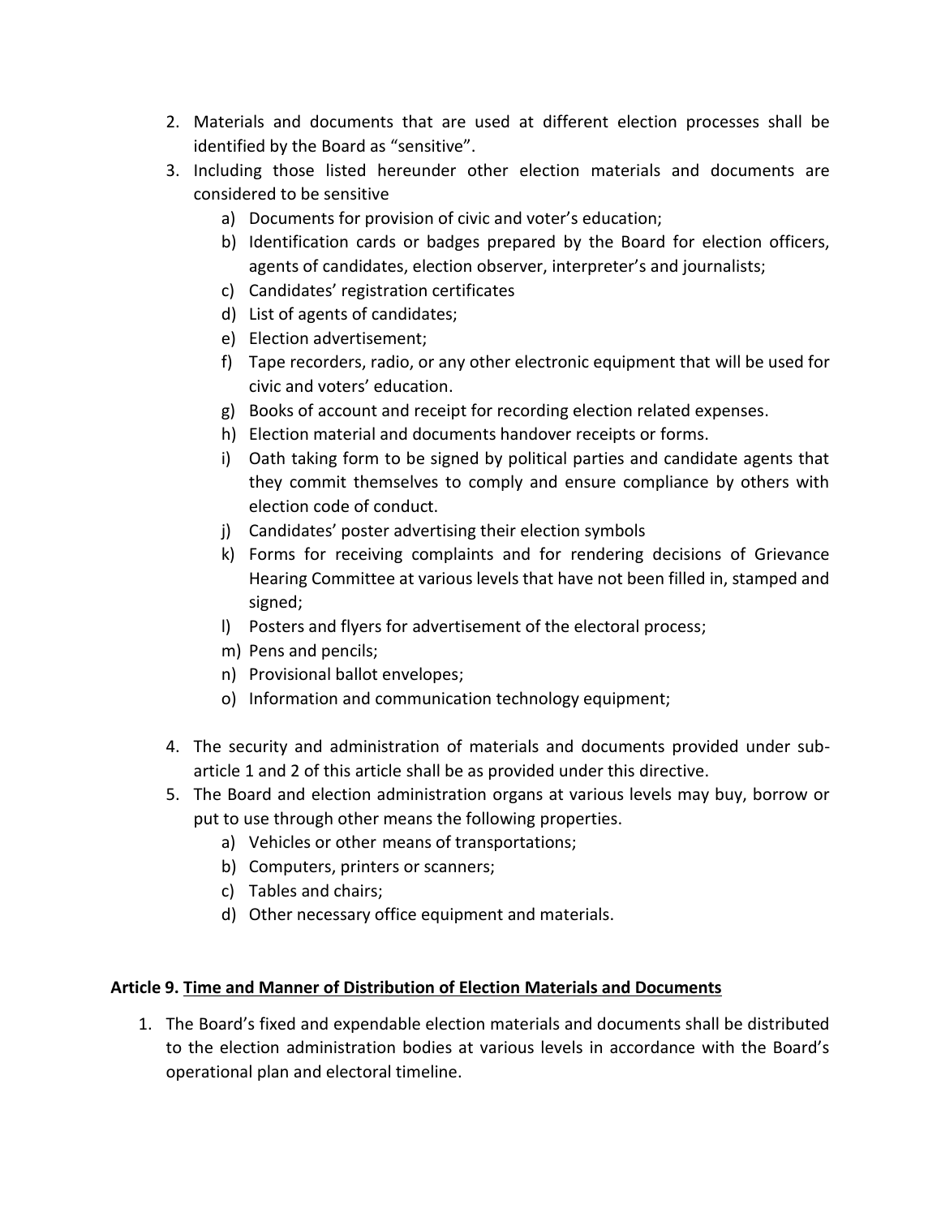2. Materials and documents that are used at different election processes shall be identified by the Board as "sensitive".
3. Including those listed hereunder other election materials and documents are considered to be sensitive
   a) Documents for provision of civic and voter's education;
   b) Identification cards or badges prepared by the Board for election officers, agents of candidates, election observer, interpreter's and journalists;
   c) Candidates' registration certificates
   d) List of agents of candidates;
   e) Election advertisement;
   f) Tape recorders, radio, or any other electronic equipment that will be used for civic and voters' education.
   g) Books of account and receipt for recording election related expenses.
   h) Election material and documents handover receipts or forms.
   i) Oath taking form to be signed by political parties and candidate agents that they commit themselves to comply and ensure compliance by others with election code of conduct.
   j) Candidates' poster advertising their election symbols
   k) Forms for receiving complaints and for rendering decisions of Grievance Hearing Committee at various levels that have not been filled in, stamped and signed;
   l) Posters and flyers for advertisement of the electoral process;
   m) Pens and pencils;
   n) Provisional ballot envelopes;
   o) Information and communication technology equipment;
4. The security and administration of materials and documents provided under sub-article 1 and 2 of this article shall be as provided under this directive.
5. The Board and election administration organs at various levels may buy, borrow or put to use through other means the following properties.
   a) Vehicles or other means of transportations;
   b) Computers, printers or scanners;
   c) Tables and chairs;
   d) Other necessary office equipment and materials.

**Article 9. Time and Manner of Distribution of Election Materials and Documents**

1. The Board's fixed and expendable election materials and documents shall be distributed to the election administration bodies at various levels in accordance with the Board's operational plan and electoral timeline.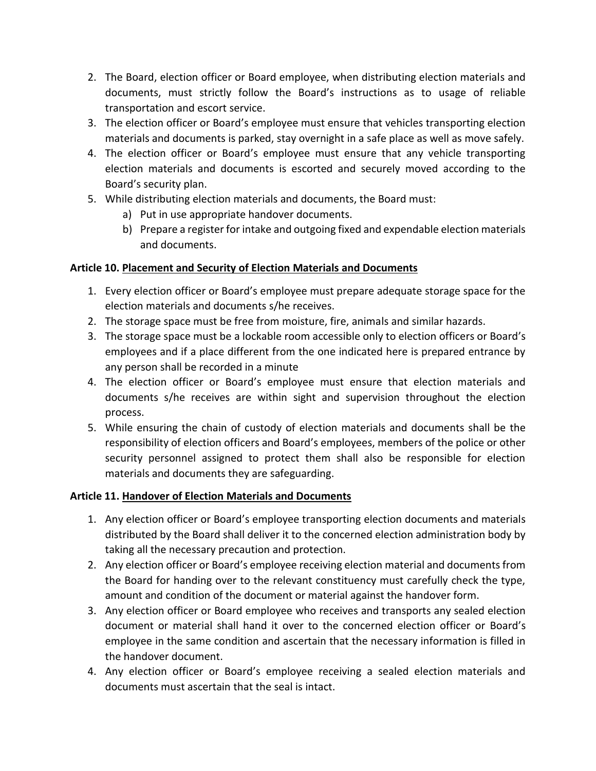2. The Board, election officer or Board employee, when distributing election materials and documents, must strictly follow the Board's instructions as to usage of reliable transportation and escort service.
3. The election officer or Board's employee must ensure that vehicles transporting election materials and documents is parked, stay overnight in a safe place as well as move safely.
4. The election officer or Board's employee must ensure that any vehicle transporting election materials and documents is escorted and securely moved according to the Board's security plan.
5. While distributing election materials and documents, the Board must:
   a) Put in use appropriate handover documents.
   b) Prepare a register for intake and outgoing fixed and expendable election materials and documents.

**Article 10. <u>Placement and Security of Election Materials and Documents</u>**

1. Every election officer or Board's employee must prepare adequate storage space for the election materials and documents s/he receives.
2. The storage space must be free from moisture, fire, animals and similar hazards.
3. The storage space must be a lockable room accessible only to election officers or Board's employees and if a place different from the one indicated here is prepared entrance by any person shall be recorded in a minute
4. The election officer or Board's employee must ensure that election materials and documents s/he receives are within sight and supervision throughout the election process.
5. While ensuring the chain of custody of election materials and documents shall be the responsibility of election officers and Board's employees, members of the police or other security personnel assigned to protect them shall also be responsible for election materials and documents they are safeguarding.

**Article 11. <u>Handover of Election Materials and Documents</u>**

1. Any election officer or Board's employee transporting election documents and materials distributed by the Board shall deliver it to the concerned election administration body by taking all the necessary precaution and protection.
2. Any election officer or Board's employee receiving election material and documents from the Board for handing over to the relevant constituency must carefully check the type, amount and condition of the document or material against the handover form.
3. Any election officer or Board employee who receives and transports any sealed election document or material shall hand it over to the concerned election officer or Board's employee in the same condition and ascertain that the necessary information is filled in the handover document.
4. Any election officer or Board's employee receiving a sealed election materials and documents must ascertain that the seal is intact.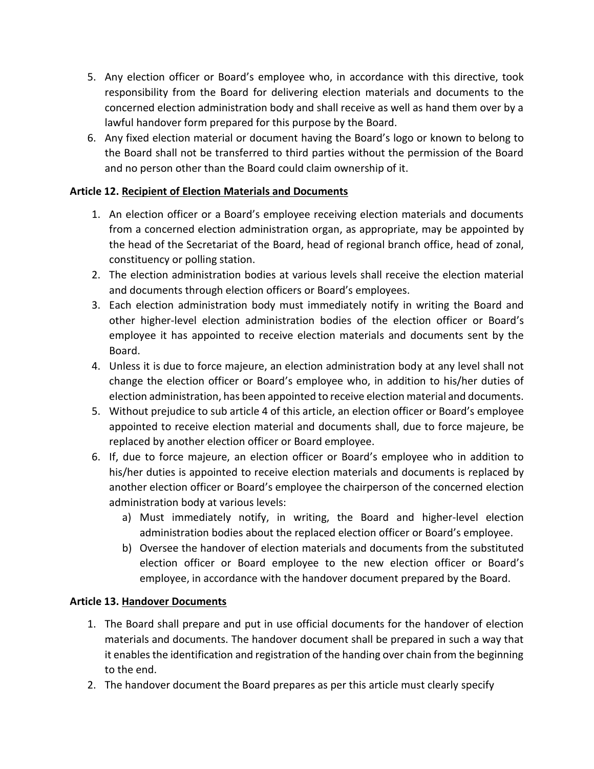5. Any election officer or Board's employee who, in accordance with this directive, took responsibility from the Board for delivering election materials and documents to the concerned election administration body and shall receive as well as hand them over by a lawful handover form prepared for this purpose by the Board.
6. Any fixed election material or document having the Board's logo or known to belong to the Board shall not be transferred to third parties without the permission of the Board and no person other than the Board could claim ownership of it.

**Article 12. <u>Recipient of Election Materials and Documents</u>**

1. An election officer or a Board's employee receiving election materials and documents from a concerned election administration organ, as appropriate, may be appointed by the head of the Secretariat of the Board, head of regional branch office, head of zonal, constituency or polling station.
2. The election administration bodies at various levels shall receive the election material and documents through election officers or Board's employees.
3. Each election administration body must immediately notify in writing the Board and other higher-level election administration bodies of the election officer or Board's employee it has appointed to receive election materials and documents sent by the Board.
4. Unless it is due to force majeure, an election administration body at any level shall not change the election officer or Board's employee who, in addition to his/her duties of election administration, has been appointed to receive election material and documents.
5. Without prejudice to sub article 4 of this article, an election officer or Board's employee appointed to receive election material and documents shall, due to force majeure, be replaced by another election officer or Board employee.
6. If, due to force majeure, an election officer or Board's employee who in addition to his/her duties is appointed to receive election materials and documents is replaced by another election officer or Board's employee the chairperson of the concerned election administration body at various levels:
   a) Must immediately notify, in writing, the Board and higher-level election administration bodies about the replaced election officer or Board's employee.
   b) Oversee the handover of election materials and documents from the substituted election officer or Board employee to the new election officer or Board's employee, in accordance with the handover document prepared by the Board.

**Article 13. <u>Handover Documents</u>**

1. The Board shall prepare and put in use official documents for the handover of election materials and documents. The handover document shall be prepared in such a way that it enables the identification and registration of the handing over chain from the beginning to the end.
2. The handover document the Board prepares as per this article must clearly specify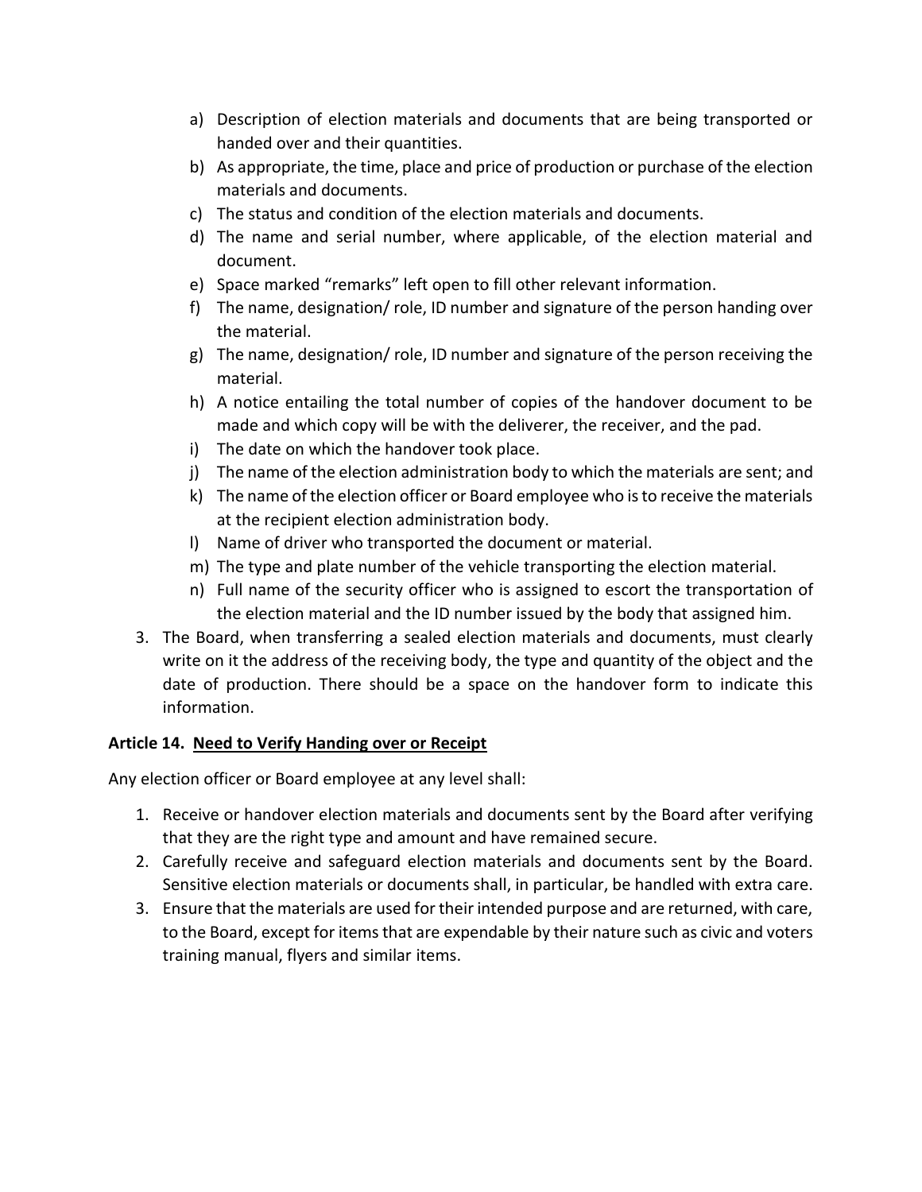a) Description of election materials and documents that are being transported or handed over and their quantities.
b) As appropriate, the time, place and price of production or purchase of the election materials and documents.
c) The status and condition of the election materials and documents.
d) The name and serial number, where applicable, of the election material and document.
e) Space marked "remarks" left open to fill other relevant information.
f) The name, designation/ role, ID number and signature of the person handing over the material.
g) The name, designation/ role, ID number and signature of the person receiving the material.
h) A notice entailing the total number of copies of the handover document to be made and which copy will be with the deliverer, the receiver, and the pad.
i) The date on which the handover took place.
j) The name of the election administration body to which the materials are sent; and
k) The name of the election officer or Board employee who is to receive the materials at the recipient election administration body.
l) Name of driver who transported the document or material.
m) The type and plate number of the vehicle transporting the election material.
n) Full name of the security officer who is assigned to escort the transportation of the election material and the ID number issued by the body that assigned him.

3. The Board, when transferring a sealed election materials and documents, must clearly write on it the address of the receiving body, the type and quantity of the object and the date of production. There should be a space on the handover form to indicate this information.

**Article 14. <u>Need to Verify Handing over or Receipt</u>**

Any election officer or Board employee at any level shall:

1. Receive or handover election materials and documents sent by the Board after verifying that they are the right type and amount and have remained secure.
2. Carefully receive and safeguard election materials and documents sent by the Board. Sensitive election materials or documents shall, in particular, be handled with extra care.
3. Ensure that the materials are used for their intended purpose and are returned, with care, to the Board, except for items that are expendable by their nature such as civic and voters training manual, flyers and similar items.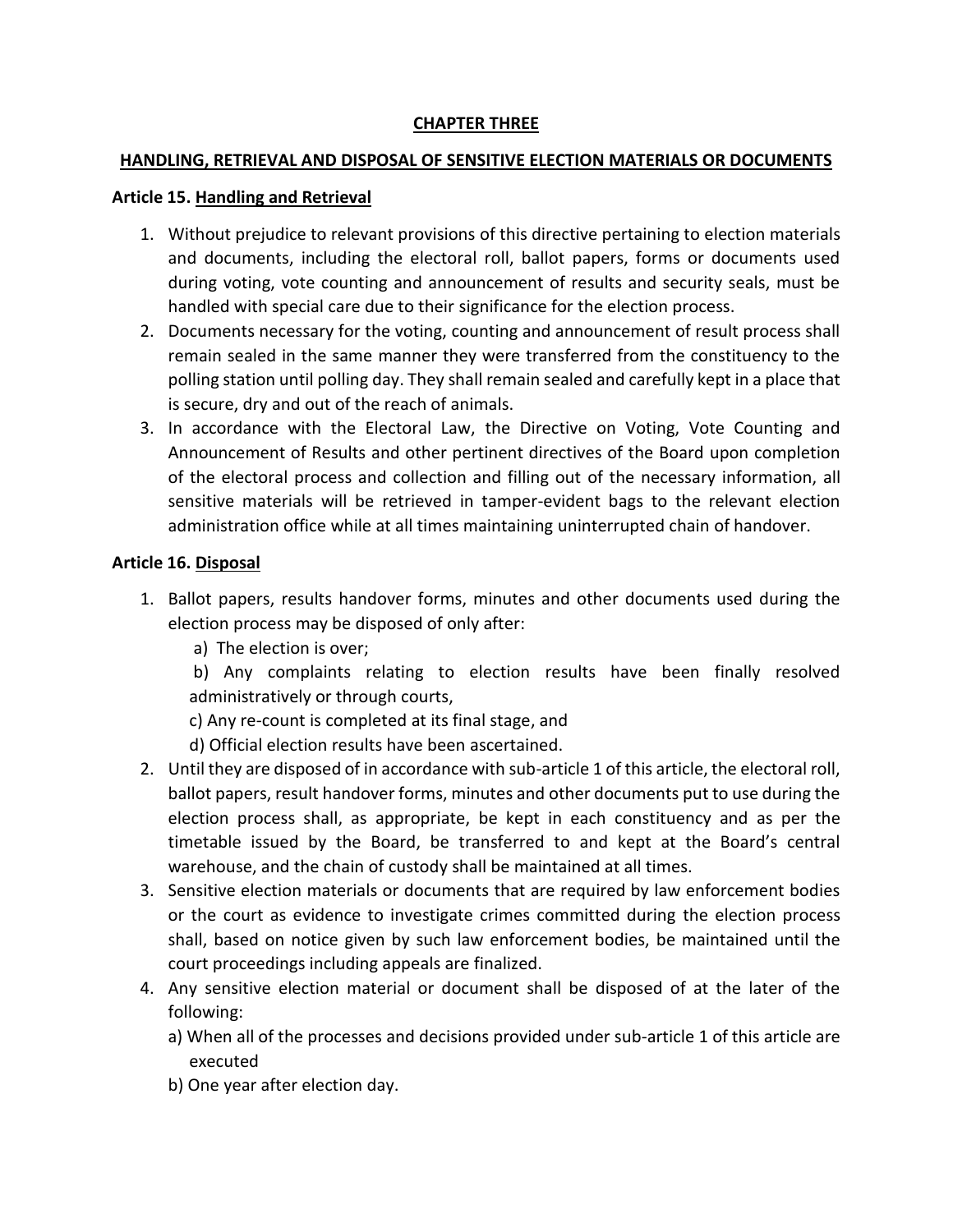## CHAPTER THREE

## HANDLING, RETRIEVAL AND DISPOSAL OF SENSITIVE ELECTION MATERIALS OR DOCUMENTS

**Article 15. Handling and Retrieval**

1. Without prejudice to relevant provisions of this directive pertaining to election materials and documents, including the electoral roll, ballot papers, forms or documents used during voting, vote counting and announcement of results and security seals, must be handled with special care due to their significance for the election process.
2. Documents necessary for the voting, counting and announcement of result process shall remain sealed in the same manner they were transferred from the constituency to the polling station until polling day. They shall remain sealed and carefully kept in a place that is secure, dry and out of the reach of animals.
3. In accordance with the Electoral Law, the Directive on Voting, Vote Counting and Announcement of Results and other pertinent directives of the Board upon completion of the electoral process and collection and filling out of the necessary information, all sensitive materials will be retrieved in tamper-evident bags to the relevant election administration office while at all times maintaining uninterrupted chain of handover.

**Article 16. Disposal**

1. Ballot papers, results handover forms, minutes and other documents used during the election process may be disposed of only after:
   a) The election is over;
   b) Any complaints relating to election results have been finally resolved administratively or through courts,
   c) Any re-count is completed at its final stage, and
   d) Official election results have been ascertained.
2. Until they are disposed of in accordance with sub-article 1 of this article, the electoral roll, ballot papers, result handover forms, minutes and other documents put to use during the election process shall, as appropriate, be kept in each constituency and as per the timetable issued by the Board, be transferred to and kept at the Board's central warehouse, and the chain of custody shall be maintained at all times.
3. Sensitive election materials or documents that are required by law enforcement bodies or the court as evidence to investigate crimes committed during the election process shall, based on notice given by such law enforcement bodies, be maintained until the court proceedings including appeals are finalized.
4. Any sensitive election material or document shall be disposed of at the later of the following:
   a) When all of the processes and decisions provided under sub-article 1 of this article are executed
   b) One year after election day.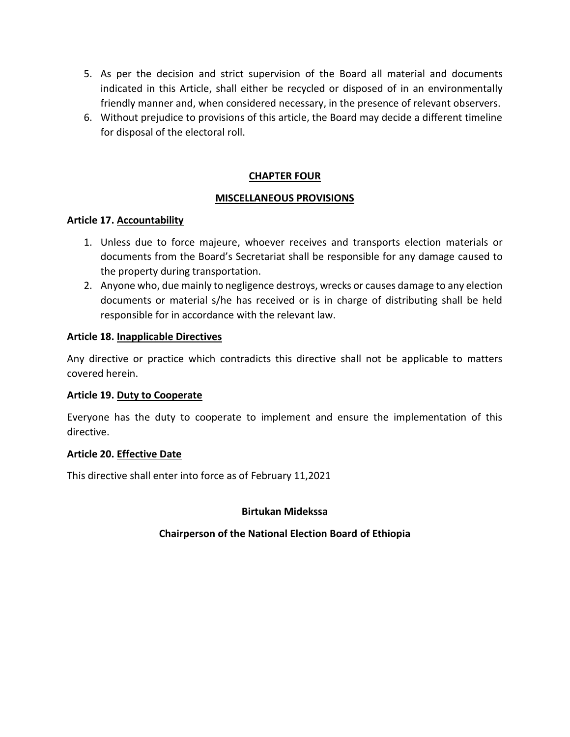5. As per the decision and strict supervision of the Board all material and documents indicated in this Article, shall either be recycled or disposed of in an environmentally friendly manner and, when considered necessary, in the presence of relevant observers.
6. Without prejudice to provisions of this article, the Board may decide a different timeline for disposal of the electoral roll.

## CHAPTER FOUR

## MISCELLANEOUS PROVISIONS

### Article 17. Accountability

1. Unless due to force majeure, whoever receives and transports election materials or documents from the Board's Secretariat shall be responsible for any damage caused to the property during transportation.
2. Anyone who, due mainly to negligence destroys, wrecks or causes damage to any election documents or material s/he has received or is in charge of distributing shall be held responsible for in accordance with the relevant law.

### Article 18. Inapplicable Directives

Any directive or practice which contradicts this directive shall not be applicable to matters covered herein.

### Article 19. Duty to Cooperate

Everyone has the duty to cooperate to implement and ensure the implementation of this directive.

### Article 20. Effective Date

This directive shall enter into force as of February 11,2021

**Birtukan Midekssa**

**Chairperson of the National Election Board of Ethiopia**